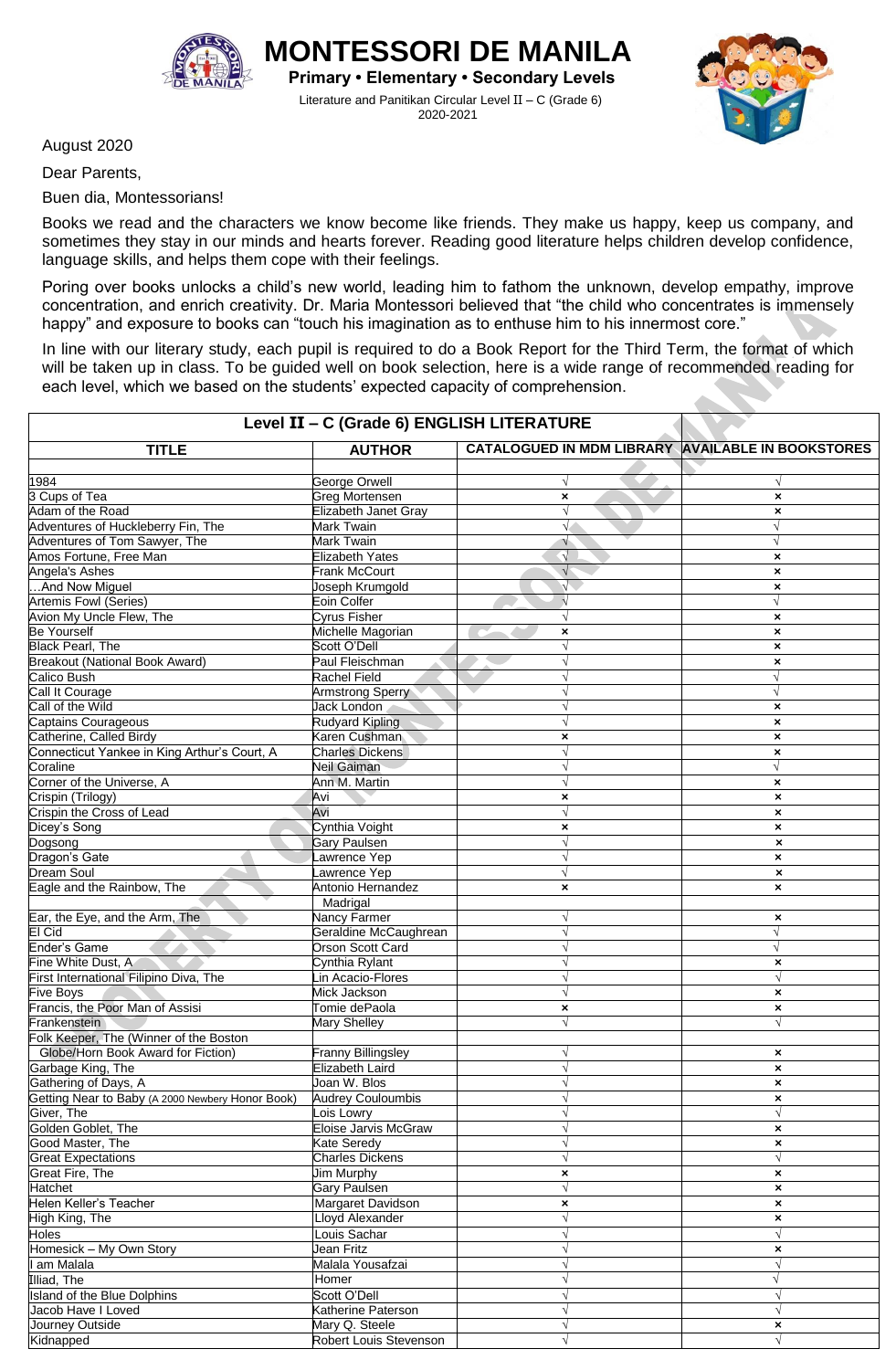# MONTESSORI DE MANILA

**Primary • Elementary • Secondary Levels**

Literature and Panitikan Circular Level II – C (Grade 6)
2020-2021

August 2020

Dear Parents,

Buen dia, Montessorians!

Books we read and the characters we know become like friends. They make us happy, keep us company, and sometimes they stay in our minds and hearts forever. Reading good literature helps children develop confidence, language skills, and helps them cope with their feelings.

Poring over books unlocks a child's new world, leading him to fathom the unknown, develop empathy, improve concentration, and enrich creativity. Dr. Maria Montessori believed that "the child who concentrates is immensely happy" and exposure to books can "touch his imagination as to enthuse him to his innermost core."

In line with our literary study, each pupil is required to do a Book Report for the Third Term, the format of which will be taken up in class. To be guided well on book selection, here is a wide range of recommended reading for each level, which we based on the students' expected capacity of comprehension.

| Level II – C (Grade 6) ENGLISH LITERATURE | | | |
|---|---|---|---|
| **TITLE** | **AUTHOR** | **CATALOGUED IN MDM LIBRARY** | **AVAILABLE IN BOOKSTORES** |
| 1984 | George Orwell | √ | √ |
| 3 Cups of Tea | Greg Mortensen | × | × |
| Adam of the Road | Elizabeth Janet Gray | √ | × |
| Adventures of Huckleberry Fin, The | Mark Twain | √ | √ |
| Adventures of Tom Sawyer, The | Mark Twain | √ | √ |
| Amos Fortune, Free Man | Elizabeth Yates | √ | × |
| Angela's Ashes | Frank McCourt | √ | × |
| …And Now Miguel | Joseph Krumgold | √ | × |
| Artemis Fowl (Series) | Eoin Colfer | √ | √ |
| Avion My Uncle Flew, The | Cyrus Fisher | √ | × |
| Be Yourself | Michelle Magorian | × | × |
| Black Pearl, The | Scott O'Dell | √ | × |
| Breakout (National Book Award) | Paul Fleischman | √ | × |
| Calico Bush | Rachel Field | √ | √ |
| Call It Courage | Armstrong Sperry | √ | √ |
| Call of the Wild | Jack London | √ | × |
| Captains Courageous | Rudyard Kipling | √ | × |
| Catherine, Called Birdy | Karen Cushman | × | × |
| Connecticut Yankee in King Arthur's Court, A | Charles Dickens | √ | × |
| Coraline | Neil Gaiman | √ | √ |
| Corner of the Universe, A | Ann M. Martin | √ | × |
| Crispin (Trilogy) | Avi | × | × |
| Crispin the Cross of Lead | Avi | √ | × |
| Dicey's Song | Cynthia Voight | × | × |
| Dogsong | Gary Paulsen | √ | × |
| Dragon's Gate | Lawrence Yep | √ | × |
| Dream Soul | Lawrence Yep | √ | × |
| Eagle and the Rainbow, The | Antonio Hernandez Madrigal | × | × |
| Ear, the Eye, and the Arm, The | Nancy Farmer | √ | × |
| El Cid | Geraldine McCaughrean | √ | √ |
| Ender's Game | Orson Scott Card | √ | √ |
| Fine White Dust, A | Cynthia Rylant | √ | × |
| First International Filipino Diva, The | Lin Acacio-Flores | √ | √ |
| Five Boys | Mick Jackson | √ | × |
| Francis, the Poor Man of Assisi | Tomie dePaola | × | × |
| Frankenstein | Mary Shelley | √ | √ |
| Folk Keeper, The (Winner of the Boston Globe/Horn Book Award for Fiction) | Franny Billingsley | √ | × |
| Garbage King, The | Elizabeth Laird | √ | × |
| Gathering of Days, A | Joan W. Blos | √ | × |
| Getting Near to Baby (A 2000 Newbery Honor Book) | Audrey Couloumbis | √ | × |
| Giver, The | Lois Lowry | √ | √ |
| Golden Goblet, The | Eloise Jarvis McGraw | √ | × |
| Good Master, The | Kate Seredy | √ | × |
| Great Expectations | Charles Dickens | √ | √ |
| Great Fire, The | Jim Murphy | × | × |
| Hatchet | Gary Paulsen | √ | × |
| Helen Keller's Teacher | Margaret Davidson | × | × |
| High King, The | Lloyd Alexander | √ | × |
| Holes | Louis Sachar | √ | √ |
| Homesick – My Own Story | Jean Fritz | √ | × |
| I am Malala | Malala Yousafzai | √ | √ |
| Illiad, The | Homer | √ | √ |
| Island of the Blue Dolphins | Scott O'Dell | √ | √ |
| Jacob Have I Loved | Katherine Paterson | √ | √ |
| Journey Outside | Mary Q. Steele | √ | × |
| Kidnapped | Robert Louis Stevenson | √ | √ |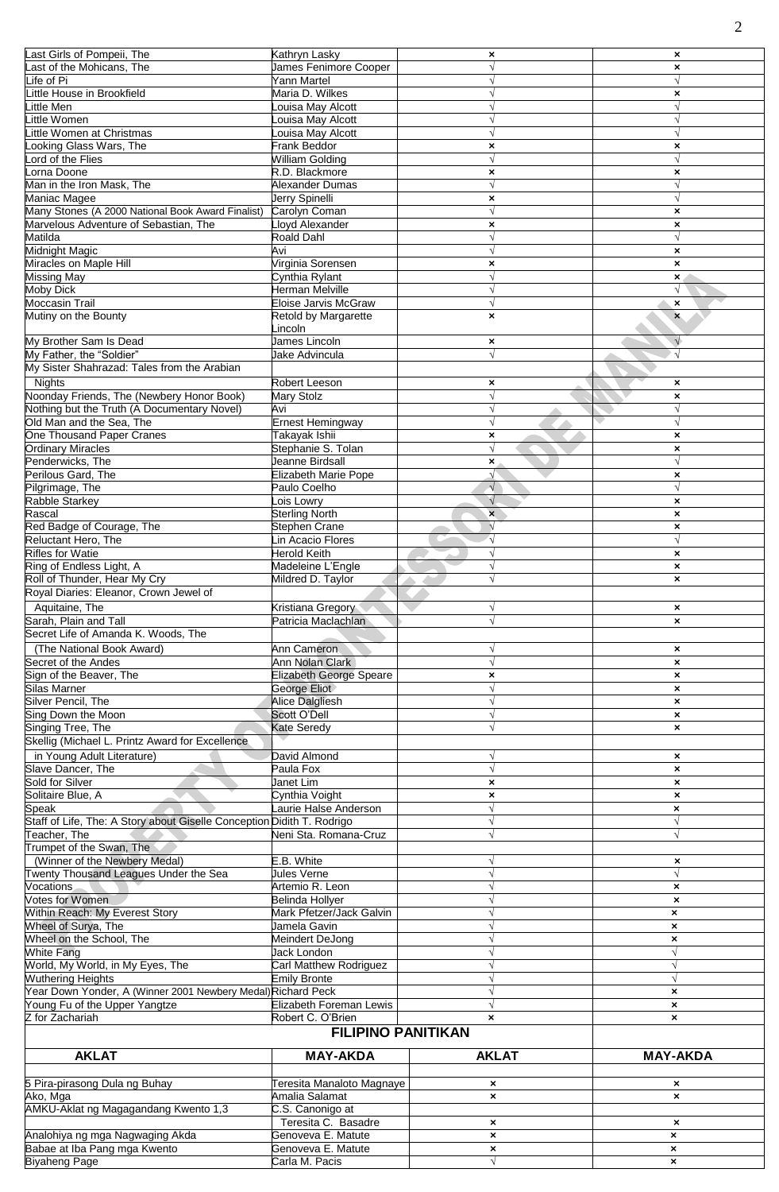| | | | |
|---|---|---|---|
| Last Girls of Pompeii, The | Kathryn Lasky | × | × |
| Last of the Mohicans, The | James Fenimore Cooper | √ | × |
| Life of Pi | Yann Martel | √ | √ |
| Little House in Brookfield | Maria D. Wilkes | √ | × |
| Little Men | Louisa May Alcott | √ | √ |
| Little Women | Louisa May Alcott | √ | √ |
| Little Women at Christmas | Louisa May Alcott | √ | √ |
| Looking Glass Wars, The | Frank Beddor | × | × |
| Lord of the Flies | William Golding | √ | √ |
| Lorna Doone | R.D. Blackmore | × | × |
| Man in the Iron Mask, The | Alexander Dumas | √ | √ |
| Maniac Magee | Jerry Spinelli | × | √ |
| Many Stones (A 2000 National Book Award Finalist) | Carolyn Coman | √ | × |
| Marvelous Adventure of Sebastian, The | Lloyd Alexander | × | × |
| Matilda | Roald Dahl | √ | √ |
| Midnight Magic | Avi | √ | × |
| Miracles on Maple Hill | Virginia Sorensen | × | × |
| Missing May | Cynthia Rylant | √ | × |
| Moby Dick | Herman Melville | √ | √ |
| Moccasin Trail | Eloise Jarvis McGraw | √ | × |
| Mutiny on the Bounty | Retold by Margarette Lincoln | × | × |
| My Brother Sam Is Dead | James Lincoln | × | √ |
| My Father, the "Soldier" | Jake Advincula | √ | √ |
| My Sister Shahrazad: Tales from the Arabian Nights | Robert Leeson | × | × |
| Noonday Friends, The (Newbery Honor Book) | Mary Stolz | √ | × |
| Nothing but the Truth (A Documentary Novel) | Avi | √ | √ |
| Old Man and the Sea, The | Ernest Hemingway | √ | √ |
| One Thousand Paper Cranes | Takayak Ishii | × | × |
| Ordinary Miracles | Stephanie S. Tolan | √ | × |
| Penderwicks, The | Jeanne Birdsall | × | √ |
| Perilous Gard, The | Elizabeth Marie Pope | √ | × |
| Pilgrimage, The | Paulo Coelho | √ | √ |
| Rabble Starkey | Lois Lowry | √ | × |
| Rascal | Sterling North | × | × |
| Red Badge of Courage, The | Stephen Crane | √ | × |
| Reluctant Hero, The | Lin Acacio Flores | √ | √ |
| Rifles for Watie | Herold Keith | √ | × |
| Ring of Endless Light, A | Madeleine L'Engle | √ | × |
| Roll of Thunder, Hear My Cry | Mildred D. Taylor | √ | × |
| Royal Diaries: Eleanor, Crown Jewel of Aquitaine, The | Kristiana Gregory | √ | × |
| Sarah, Plain and Tall | Patricia Maclachlan | √ | × |
| Secret Life of Amanda K. Woods, The (The National Book Award) | Ann Cameron | √ | × |
| Secret of the Andes | Ann Nolan Clark | √ | × |
| Sign of the Beaver, The | Elizabeth George Speare | × | × |
| Silas Marner | George Eliot | √ | × |
| Silver Pencil, The | Alice Dalgliesh | √ | × |
| Sing Down the Moon | Scott O'Dell | √ | × |
| Singing Tree, The | Kate Seredy | √ | × |
| Skellig (Michael L. Printz Award for Excellence in Young Adult Literature) | David Almond | √ | × |
| Slave Dancer, The | Paula Fox | √ | × |
| Sold for Silver | Janet Lim | × | × |
| Solitaire Blue, A | Cynthia Voight | × | × |
| Speak | Laurie Halse Anderson | √ | × |
| Staff of Life, The: A Story about Giselle Conception | Didith T. Rodrigo | √ | √ |
| Teacher, The | Neni Sta. Romana-Cruz | √ | √ |
| Trumpet of the Swan, The (Winner of the Newbery Medal) | E.B. White | √ | × |
| Twenty Thousand Leagues Under the Sea | Jules Verne | √ | √ |
| Vocations | Artemio R. Leon | √ | × |
| Votes for Women | Belinda Hollyer | √ | × |
| Within Reach: My Everest Story | Mark Pfetzer/Jack Galvin | √ | × |
| Wheel of Surya, The | Jamela Gavin | √ | × |
| Wheel on the School, The | Meindert DeJong | √ | × |
| White Fang | Jack London | √ | √ |
| World, My World, in My Eyes, The | Carl Matthew Rodriguez | √ | √ |
| Wuthering Heights | Emily Bronte | √ | √ |
| Year Down Yonder, A (Winner 2001 Newbery Medal) | Richard Peck | √ | × |
| Young Fu of the Upper Yangtze | Elizabeth Foreman Lewis | √ | × |
| Z for Zachariah | Robert C. O'Brien | × | × |

## FILIPINO PANITIKAN

| AKLAT | MAY-AKDA | AKLAT | MAY-AKDA |
|---|---|---|---|
| 5 Pira-pirasong Dula ng Buhay | Teresita Manaloto Magnaye | × | × |
| Ako, Mga | Amalia Salamat | × | × |
| AMKU-Aklat ng Magagandang Kwento 1,3 | C.S. Canonigo at Teresita C. Basadre | × | × |
| Analohiya ng mga Nagwaging Akda | Genoveva E. Matute | × | × |
| Babae at Iba Pang mga Kwento | Genoveva E. Matute | × | × |
| Biyaheng Page | Carla M. Pacis | √ | × |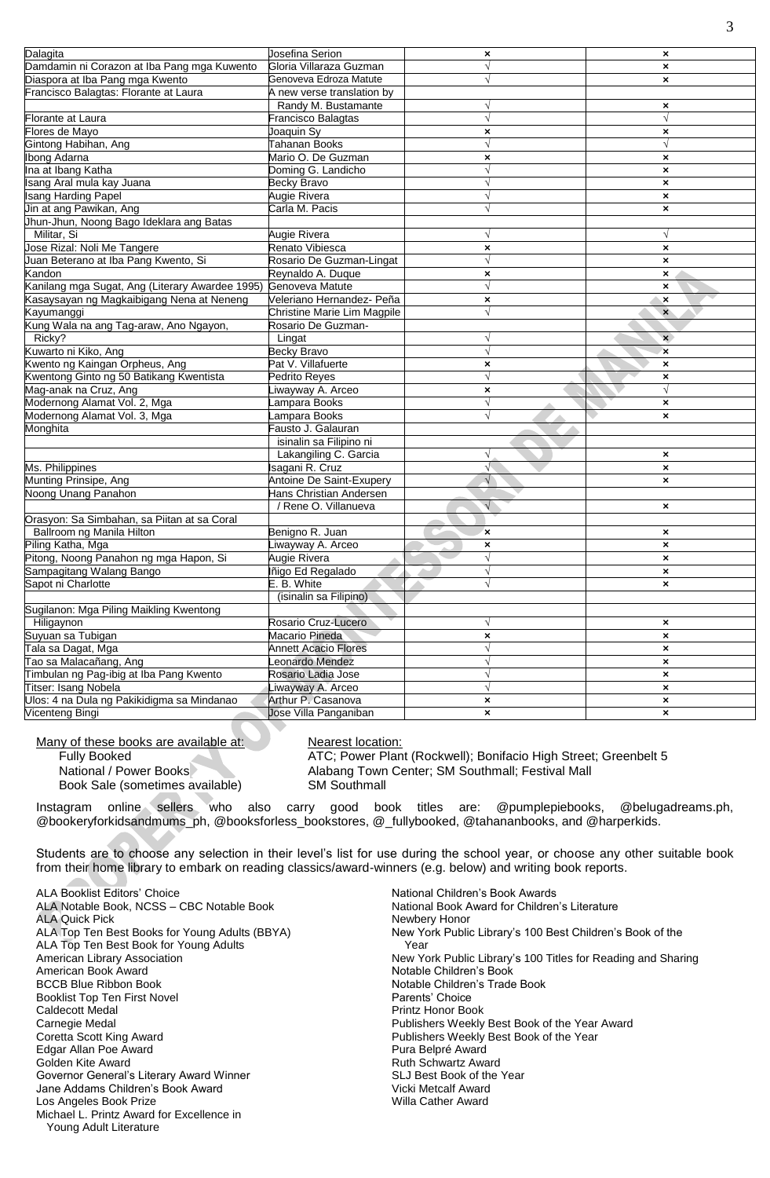| | | | |
|---|---|---|---|
| Dalagita | Josefina Serion | × | × |
| Damdamin ni Corazon at Iba Pang mga Kuwento | Gloria Villaraza Guzman | √ | × |
| Diaspora at Iba Pang mga Kwento | Genoveva Edroza Matute | √ | × |
| Francisco Balagtas: Florante at Laura | A new verse translation by Randy M. Bustamante | √ | × |
| Florante at Laura | Francisco Balagtas | √ | √ |
| Flores de Mayo | Joaquin Sy | × | × |
| Gintong Habihan, Ang | Tahanan Books | √ | √ |
| Ibong Adarna | Mario O. De Guzman | × | × |
| Ina at Ibang Katha | Doming G. Landicho | √ | × |
| Isang Aral mula kay Juana | Becky Bravo | √ | × |
| Isang Harding Papel | Augie Rivera | √ | × |
| Jin at ang Pawikan, Ang | Carla M. Pacis | √ | × |
| Jhun-Jhun, Noong Bago Ideklara ang Batas Militar, Si | Augie Rivera | √ | √ |
| Jose Rizal: Noli Me Tangere | Renato Vibiesca | × | × |
| Juan Beterano at Iba Pang Kwento, Si | Rosario De Guzman-Lingat | √ | × |
| Kandon | Reynaldo A. Duque | × | × |
| Kanilang mga Sugat, Ang (Literary Awardee 1995) | Genoveva Matute | √ | × |
| Kasaysayan ng Magkaibigang Nena at Neneng | Veleriano Hernandez- Peña | × | × |
| Kayumanggi | Christine Marie Lim Magpile | √ | × |
| Kung Wala na ang Tag-araw, Ano Ngayon, Ricky? | Rosario De Guzman-Lingat | √ | × |
| Kuwarto ni Kiko, Ang | Becky Bravo | √ | × |
| Kwento ng Kaingan Orpheus, Ang | Pat V. Villafuerte | × | × |
| Kwentong Ginto ng 50 Batikang Kwentista | Pedrito Reyes | √ | × |
| Mag-anak na Cruz, Ang | Liwayway A. Arceo | × | √ |
| Modernong Alamat Vol. 2, Mga | Lampara Books | √ | × |
| Modernong Alamat Vol. 3, Mga | Lampara Books | √ | × |
| Monghita | Fausto J. Galauran isinalin sa Filipino ni Lakangiling C. Garcia | √ | × |
| Ms. Philippines | Isagani R. Cruz | √ | × |
| Munting Prinsipe, Ang | Antoine De Saint-Exupery | √ | × |
| Noong Unang Panahon | Hans Christian Andersen / Rene O. Villanueva | √ | × |
| Orasyon: Sa Simbahan, sa Piitan at sa Coral Ballroom ng Manila Hilton | Benigno R. Juan | × | × |
| Piling Katha, Mga | Liwayway A. Arceo | × | × |
| Pitong, Noong Panahon ng mga Hapon, Si | Augie Rivera | √ | × |
| Sampagitang Walang Bango | Iñigo Ed Regalado | √ | × |
| Sapot ni Charlotte | E. B. White (isinalin sa Filipino) | √ | × |
| Sugilanon: Mga Piling Maikling Kwentong Hiligaynon | Rosario Cruz-Lucero | √ | × |
| Suyuan sa Tubigan | Macario Pineda | × | × |
| Tala sa Dagat, Mga | Annett Acacio Flores | √ | × |
| Tao sa Malacañang, Ang | Leonardo Mendez | √ | × |
| Timbulan ng Pag-ibig at Iba Pang Kwento | Rosario Ladia Jose | √ | × |
| Titser: Isang Nobela | Liwayway A. Arceo | √ | × |
| Ulos: 4 na Dula ng Pakikidigma sa Mindanao | Arthur P. Casanova | × | × |
| Vicenteng Bingi | Jose Villa Panganiban | × | × |

| Many of these books are available at: | Nearest location: |
|---|---|
| Fully Booked | ATC; Power Plant (Rockwell); Bonifacio High Street; Greenbelt 5 |
| National / Power Books | Alabang Town Center; SM Southmall; Festival Mall |
| Book Sale (sometimes available) | SM Southmall |

Instagram online sellers who also carry good book titles are: @pumplepiebooks, @belugadreams.ph, @bookeryforkidsandmums_ph, @booksforless_bookstores, @_fullybooked, @tahananbooks, and @harperkids.

Students are to choose any selection in their level's list for use during the school year, or choose any other suitable book from their home library to embark on reading classics/award-winners (e.g. below) and writing book reports.

- ALA Booklist Editors' Choice
- ALA Notable Book, NCSS – CBC Notable Book
- ALA Quick Pick
- ALA Top Ten Best Books for Young Adults (BBYA)
- ALA Top Ten Best Book for Young Adults
- American Library Association
- American Book Award
- BCCB Blue Ribbon Book
- Booklist Top Ten First Novel
- Caldecott Medal
- Carnegie Medal
- Coretta Scott King Award
- Edgar Allan Poe Award
- Golden Kite Award
- Governor General's Literary Award Winner
- Jane Addams Children's Book Award
- Los Angeles Book Prize
- Michael L. Printz Award for Excellence in Young Adult Literature
- National Children's Book Awards
- National Book Award for Children's Literature
- Newbery Honor
- New York Public Library's 100 Best Children's Book of the Year
- New York Public Library's 100 Titles for Reading and Sharing
- Notable Children's Book
- Notable Children's Trade Book
- Parents' Choice
- Printz Honor Book
- Publishers Weekly Best Book of the Year Award
- Publishers Weekly Best Book of the Year
- Pura Belpré Award
- Ruth Schwartz Award
- SLJ Best Book of the Year
- Vicki Metcalf Award
- Willa Cather Award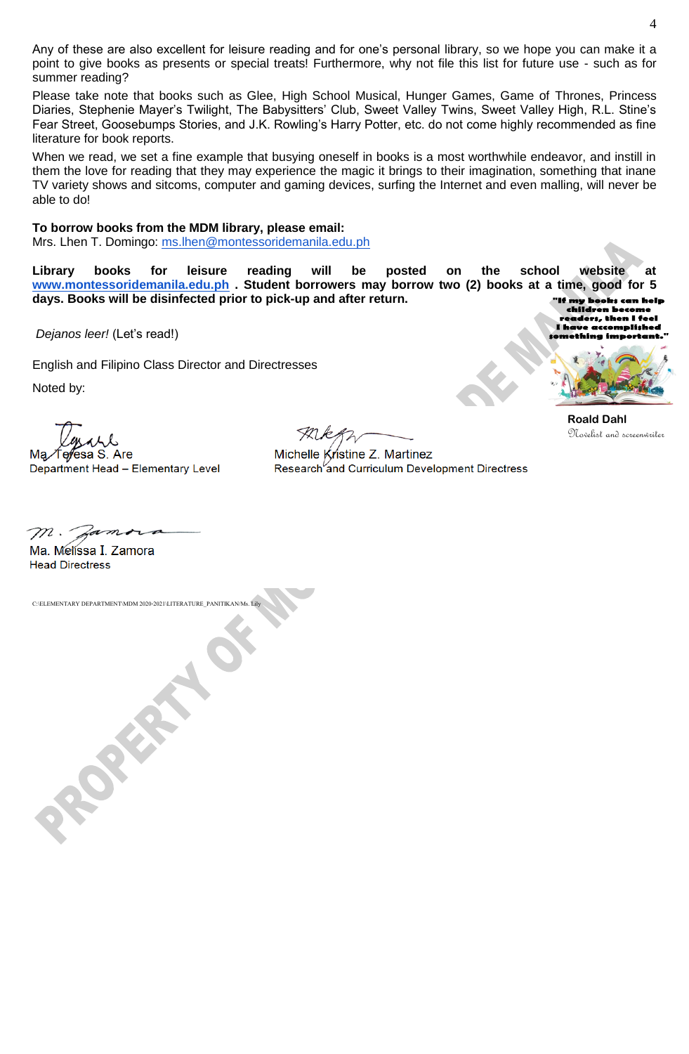Any of these are also excellent for leisure reading and for one's personal library, so we hope you can make it a point to give books as presents or special treats! Furthermore, why not file this list for future use - such as for summer reading?

Please take note that books such as Glee, High School Musical, Hunger Games, Game of Thrones, Princess Diaries, Stephenie Mayer's Twilight, The Babysitters' Club, Sweet Valley Twins, Sweet Valley High, R.L. Stine's Fear Street, Goosebumps Stories, and J.K. Rowling's Harry Potter, etc. do not come highly recommended as fine literature for book reports.

When we read, we set a fine example that busying oneself in books is a most worthwhile endeavor, and instill in them the love for reading that they may experience the magic it brings to their imagination, something that inane TV variety shows and sitcoms, computer and gaming devices, surfing the Internet and even malling, will never be able to do!

**To borrow books from the MDM library, please email:**
Mrs. Lhen T. Domingo: ms.lhen@montessoridemanila.edu.ph

**Library books for leisure reading will be posted on the school website at www.montessoridemanila.edu.ph . Student borrowers may borrow two (2) books at a time, good for 5 days. Books will be disinfected prior to pick-up and after return.**

"If my books can help children become readers, then I feel I have accomplished something important."

**Roald Dahl**
Novelist and screenwriter

*Dejanos leer!* (Let's read!)

English and Filipino Class Director and Directresses

Noted by:

Ma. Teresa S. Are
Department Head – Elementary Level

Michelle Kristine Z. Martinez
Research and Curriculum Development Directress

Ma. Melissa I. Zamora
Head Directress

C:\ELEMENTARY DEPARTMENT\MDM 2020-2021\LITERATURE_PANITIKAN\Ms. Lily